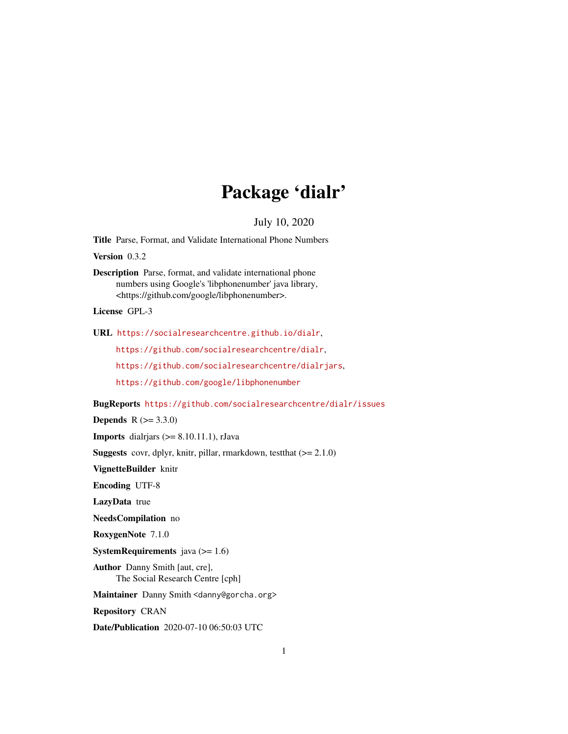# Package 'dialr'

July 10, 2020

**Title** Parse, Format, and Validate International Phone Numbers

**Version** 0.3.2

**Description** Parse, format, and validate international phone numbers using Google's 'libphonenumber' java library, <https://github.com/google/libphonenumber>.

**License** GPL-3

**URL** https://socialresearchcentre.github.io/dialr, https://github.com/socialresearchcentre/dialr, https://github.com/socialresearchcentre/dialrjars, https://github.com/google/libphonenumber

**BugReports** https://github.com/socialresearchcentre/dialr/issues

**Depends** R (>= 3.3.0)

**Imports** dialrjars (>= 8.10.11.1), rJava

**Suggests** covr, dplyr, knitr, pillar, rmarkdown, testthat (>= 2.1.0)

**VignetteBuilder** knitr

**Encoding** UTF-8

**LazyData** true

**NeedsCompilation** no

**RoxygenNote** 7.1.0

**SystemRequirements** java (>= 1.6)

**Author** Danny Smith [aut, cre], The Social Research Centre [cph]

**Maintainer** Danny Smith <danny@gorcha.org>

**Repository** CRAN

**Date/Publication** 2020-07-10 06:50:03 UTC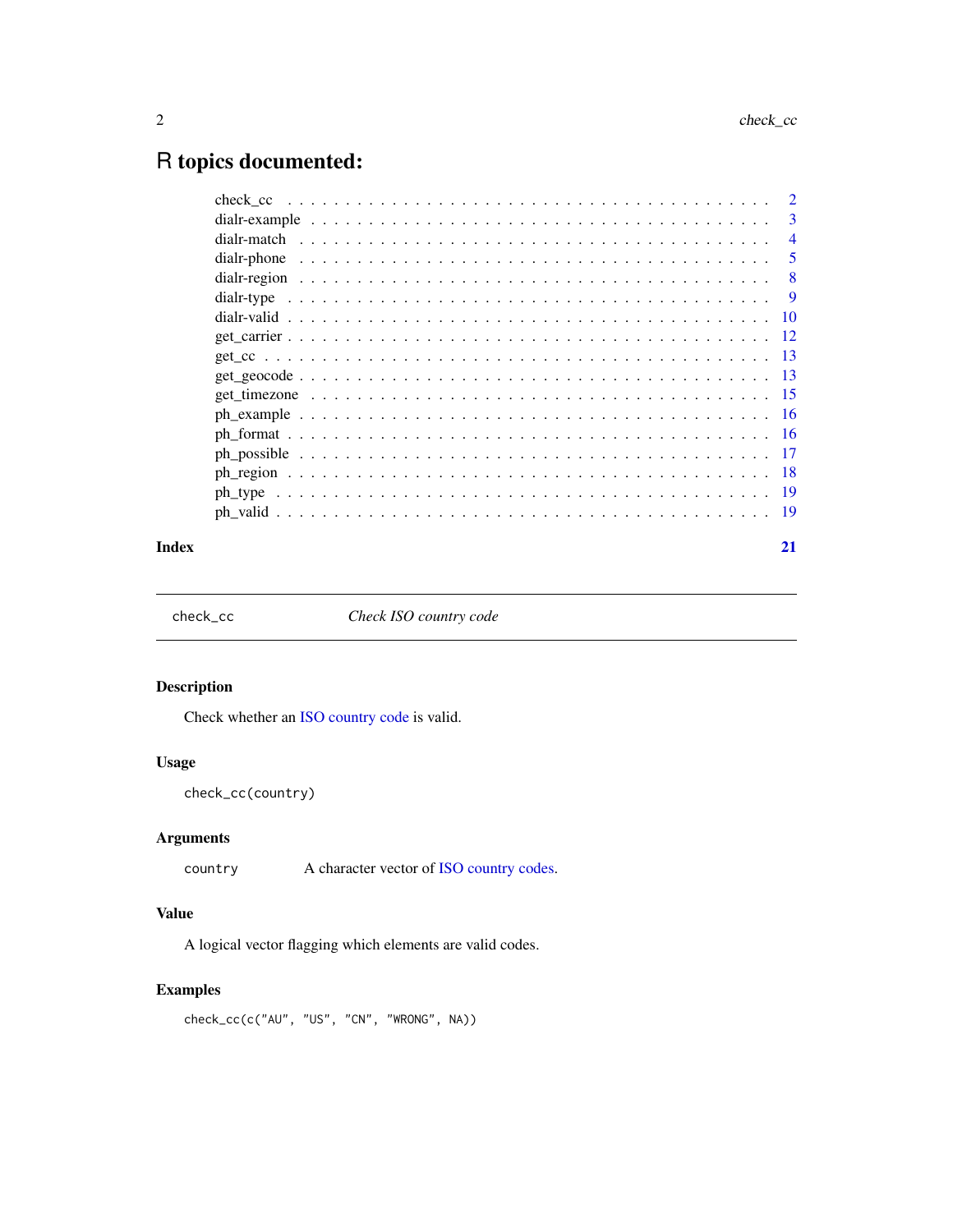# R topics documented:

check_cc . . . . . . . . . . . . . . . . . . . . . . . . . . . . . . . . . . . . . . . . 2
dialr-example . . . . . . . . . . . . . . . . . . . . . . . . . . . . . . . . . . . . . . 3
dialr-match . . . . . . . . . . . . . . . . . . . . . . . . . . . . . . . . . . . . . . . 4
dialr-phone . . . . . . . . . . . . . . . . . . . . . . . . . . . . . . . . . . . . . . . 5
dialr-region . . . . . . . . . . . . . . . . . . . . . . . . . . . . . . . . . . . . . . 8
dialr-type . . . . . . . . . . . . . . . . . . . . . . . . . . . . . . . . . . . . . . . 9
dialr-valid . . . . . . . . . . . . . . . . . . . . . . . . . . . . . . . . . . . . . . 10
get_carrier . . . . . . . . . . . . . . . . . . . . . . . . . . . . . . . . . . . . . . 12
get_cc . . . . . . . . . . . . . . . . . . . . . . . . . . . . . . . . . . . . . . . . 13
get_geocode . . . . . . . . . . . . . . . . . . . . . . . . . . . . . . . . . . . . . . 13
get_timezone . . . . . . . . . . . . . . . . . . . . . . . . . . . . . . . . . . . . . 15
ph_example . . . . . . . . . . . . . . . . . . . . . . . . . . . . . . . . . . . . . . 16
ph_format . . . . . . . . . . . . . . . . . . . . . . . . . . . . . . . . . . . . . . 16
ph_possible . . . . . . . . . . . . . . . . . . . . . . . . . . . . . . . . . . . . . . 17
ph_region . . . . . . . . . . . . . . . . . . . . . . . . . . . . . . . . . . . . . . 18
ph_type . . . . . . . . . . . . . . . . . . . . . . . . . . . . . . . . . . . . . . . 19
ph_valid . . . . . . . . . . . . . . . . . . . . . . . . . . . . . . . . . . . . . . . 19

**Index** **21**

---

`check_cc` *Check ISO country code*

---

### Description

Check whether an ISO country code is valid.

### Usage

```
check_cc(country)
```

### Arguments

| | |
|---|---|
| `country` | A character vector of ISO country codes. |

### Value

A logical vector flagging which elements are valid codes.

### Examples

```
check_cc(c("AU", "US", "CN", "WRONG", NA))
```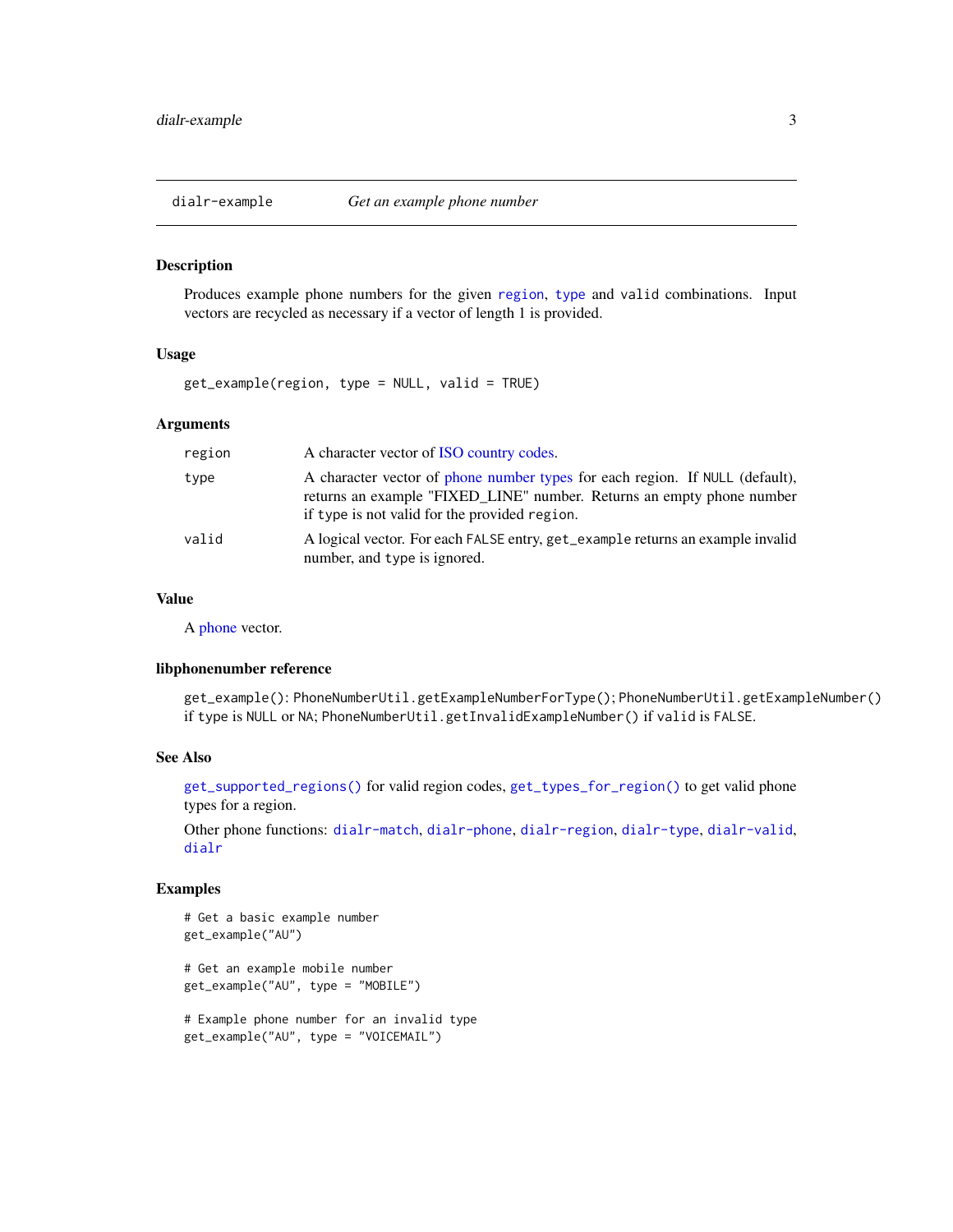## dialr-example — *Get an example phone number*

### Description

Produces example phone numbers for the given `region`, `type` and `valid` combinations. Input vectors are recycled as necessary if a vector of length 1 is provided.

### Usage

```
get_example(region, type = NULL, valid = TRUE)
```

### Arguments

| | |
|---|---|
| `region` | A character vector of ISO country codes. |
| `type` | A character vector of phone number types for each region. If `NULL` (default), returns an example "FIXED_LINE" number. Returns an empty phone number if `type` is not valid for the provided `region`. |
| `valid` | A logical vector. For each `FALSE` entry, `get_example` returns an example invalid number, and `type` is ignored. |

### Value

A phone vector.

### libphonenumber reference

`get_example()`: `PhoneNumberUtil.getExampleNumberForType()`; `PhoneNumberUtil.getExampleNumber()` if `type` is `NULL` or `NA`; `PhoneNumberUtil.getInvalidExampleNumber()` if `valid` is `FALSE`.

### See Also

`get_supported_regions()` for valid region codes, `get_types_for_region()` to get valid phone types for a region.

Other phone functions: `dialr-match`, `dialr-phone`, `dialr-region`, `dialr-type`, `dialr-valid`, `dialr`

### Examples

```
# Get a basic example number
get_example("AU")

# Get an example mobile number
get_example("AU", type = "MOBILE")

# Example phone number for an invalid type
get_example("AU", type = "VOICEMAIL")
```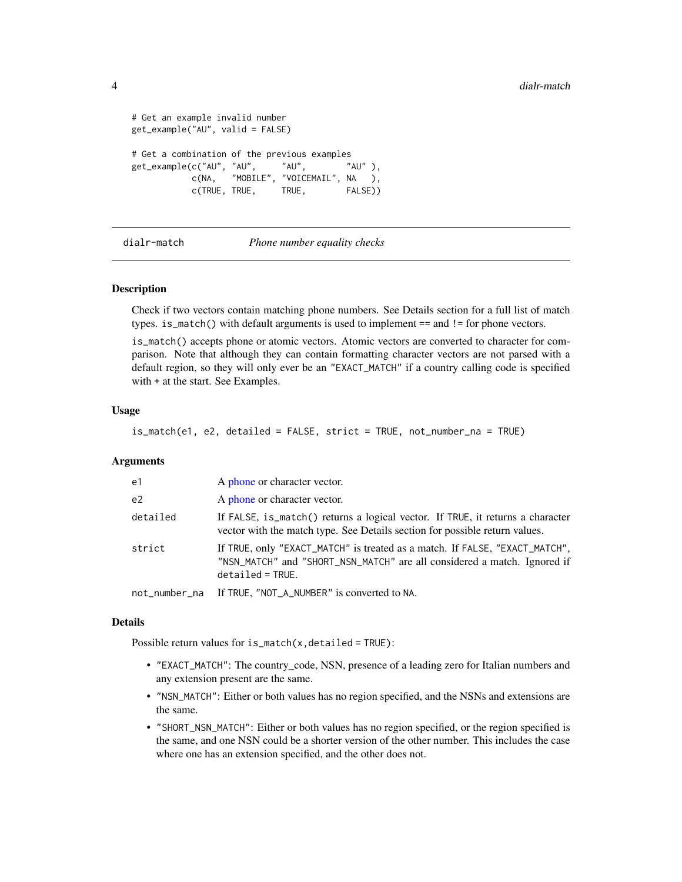```
# Get an example invalid number
get_example("AU", valid = FALSE)

# Get a combination of the previous examples
get_example(c("AU", "AU",     "AU",        "AU" ),
            c(NA,   "MOBILE", "VOICEMAIL", NA   ),
            c(TRUE, TRUE,     TRUE,        FALSE))
```

---

## dialr-match *Phone number equality checks*

---

### Description

Check if two vectors contain matching phone numbers. See Details section for a full list of match types. `is_match()` with default arguments is used to implement `==` and `!=` for phone vectors.

`is_match()` accepts phone or atomic vectors. Atomic vectors are converted to character for comparison. Note that although they can contain formatting character vectors are not parsed with a default region, so they will only ever be an `"EXACT_MATCH"` if a country calling code is specified with + at the start. See Examples.

### Usage

```
is_match(e1, e2, detailed = FALSE, strict = TRUE, not_number_na = TRUE)
```

### Arguments

| | |
|---|---|
| `e1` | A phone or character vector. |
| `e2` | A phone or character vector. |
| `detailed` | If `FALSE`, `is_match()` returns a logical vector. If `TRUE`, it returns a character vector with the match type. See Details section for possible return values. |
| `strict` | If `TRUE`, only `"EXACT_MATCH"` is treated as a match. If `FALSE`, `"EXACT_MATCH"`, `"NSN_MATCH"` and `"SHORT_NSN_MATCH"` are all considered a match. Ignored if `detailed = TRUE`. |
| `not_number_na` | If `TRUE`, `"NOT_A_NUMBER"` is converted to `NA`. |

### Details

Possible return values for `is_match(x, detailed = TRUE)`:

- `"EXACT_MATCH"`: The country_code, NSN, presence of a leading zero for Italian numbers and any extension present are the same.
- `"NSN_MATCH"`: Either or both values has no region specified, and the NSNs and extensions are the same.
- `"SHORT_NSN_MATCH"`: Either or both values has no region specified, or the region specified is the same, and one NSN could be a shorter version of the other number. This includes the case where one has an extension specified, and the other does not.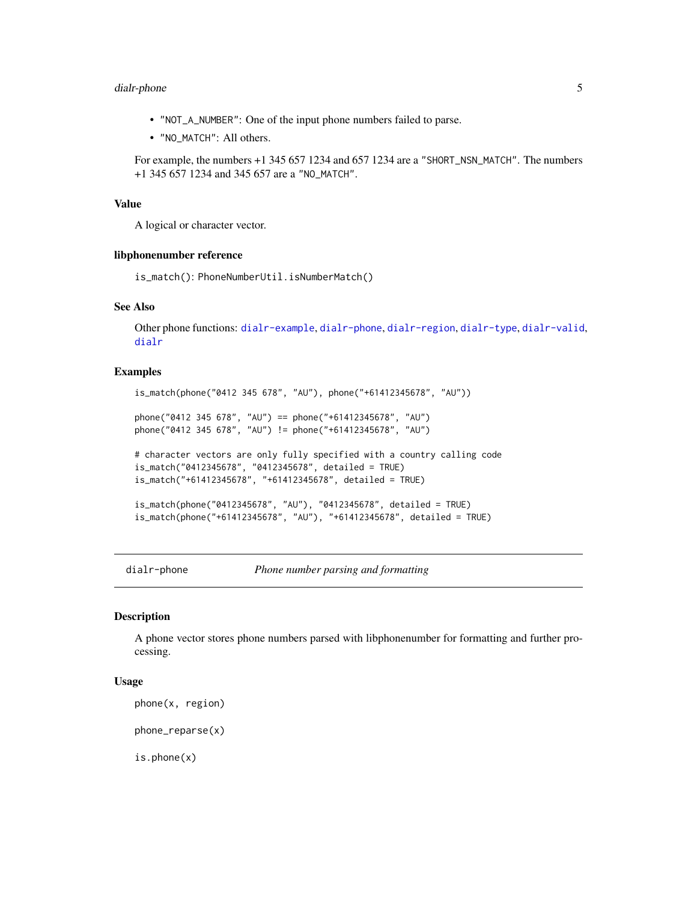- "NOT_A_NUMBER": One of the input phone numbers failed to parse.
- "NO_MATCH": All others.

For example, the numbers +1 345 657 1234 and 657 1234 are a "SHORT_NSN_MATCH". The numbers +1 345 657 1234 and 345 657 are a "NO_MATCH".

### Value

A logical or character vector.

### libphonenumber reference

is_match(): PhoneNumberUtil.isNumberMatch()

### See Also

Other phone functions: dialr-example, dialr-phone, dialr-region, dialr-type, dialr-valid, dialr

### Examples

```
is_match(phone("0412 345 678", "AU"), phone("+61412345678", "AU"))

phone("0412 345 678", "AU") == phone("+61412345678", "AU")
phone("0412 345 678", "AU") != phone("+61412345678", "AU")

# character vectors are only fully specified with a country calling code
is_match("0412345678", "0412345678", detailed = TRUE)
is_match("+61412345678", "+61412345678", detailed = TRUE)

is_match(phone("0412345678", "AU"), "0412345678", detailed = TRUE)
is_match(phone("+61412345678", "AU"), "+61412345678", detailed = TRUE)
```

---

## dialr-phone — *Phone number parsing and formatting*

### Description

A phone vector stores phone numbers parsed with libphonenumber for formatting and further processing.

### Usage

```
phone(x, region)

phone_reparse(x)

is.phone(x)
```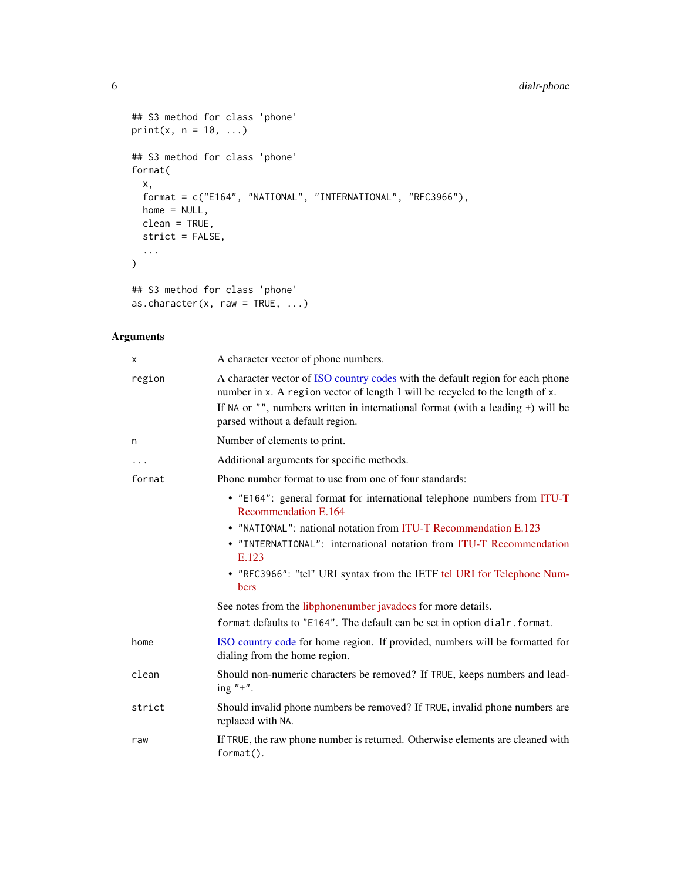```
## S3 method for class 'phone'
print(x, n = 10, ...)

## S3 method for class 'phone'
format(
  x,
  format = c("E164", "NATIONAL", "INTERNATIONAL", "RFC3966"),
  home = NULL,
  clean = TRUE,
  strict = FALSE,
  ...
)

## S3 method for class 'phone'
as.character(x, raw = TRUE, ...)
```

### Arguments

| | |
|---|---|
| `x` | A character vector of phone numbers. |
| `region` | A character vector of ISO country codes with the default region for each phone number in `x`. A `region` vector of length 1 will be recycled to the length of `x`. If `NA` or `""`, numbers written in international format (with a leading `+`) will be parsed without a default region. |
| `n` | Number of elements to print. |
| `...` | Additional arguments for specific methods. |
| `format` | Phone number format to use from one of four standards: • `"E164"`: general format for international telephone numbers from ITU-T Recommendation E.164 • `"NATIONAL"`: national notation from ITU-T Recommendation E.123 • `"INTERNATIONAL"`: international notation from ITU-T Recommendation E.123 • `"RFC3966"`: "tel" URI syntax from the IETF tel URI for Telephone Numbers. See notes from the libphonenumber javadocs for more details. `format` defaults to `"E164"`. The default can be set in option `dialr.format`. |
| `home` | ISO country code for home region. If provided, numbers will be formatted for dialing from the home region. |
| `clean` | Should non-numeric characters be removed? If `TRUE`, keeps numbers and leading `"+"`. |
| `strict` | Should invalid phone numbers be removed? If `TRUE`, invalid phone numbers are replaced with `NA`. |
| `raw` | If `TRUE`, the raw phone number is returned. Otherwise elements are cleaned with `format()`. |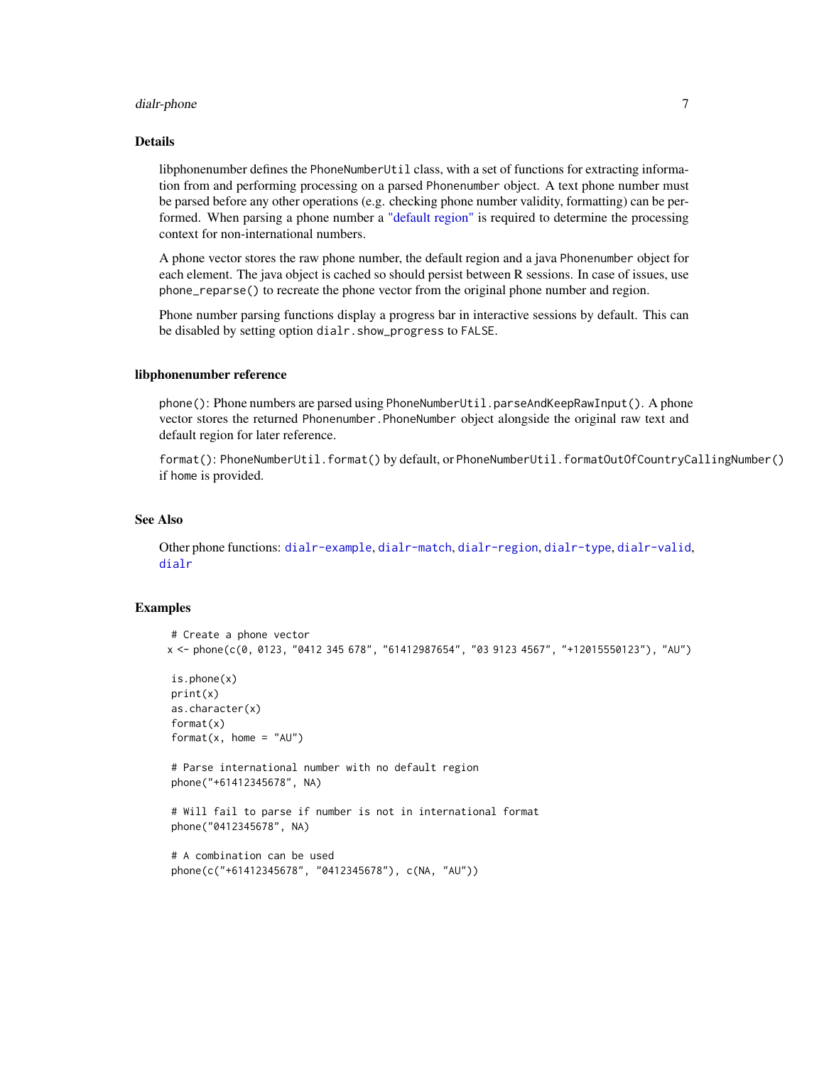## Details

libphonenumber defines the `PhoneNumberUtil` class, with a set of functions for extracting information from and performing processing on a parsed `Phonenumber` object. A text phone number must be parsed before any other operations (e.g. checking phone number validity, formatting) can be performed. When parsing a phone number a "default region" is required to determine the processing context for non-international numbers.

A phone vector stores the raw phone number, the default region and a java `Phonenumber` object for each element. The java object is cached so should persist between R sessions. In case of issues, use `phone_reparse()` to recreate the phone vector from the original phone number and region.

Phone number parsing functions display a progress bar in interactive sessions by default. This can be disabled by setting option `dialr.show_progress` to `FALSE`.

## libphonenumber reference

`phone()`: Phone numbers are parsed using `PhoneNumberUtil.parseAndKeepRawInput()`. A phone vector stores the returned `Phonenumber.PhoneNumber` object alongside the original raw text and default region for later reference.

`format()`: `PhoneNumberUtil.format()` by default, or `PhoneNumberUtil.formatOutOfCountryCallingNumber()` if `home` is provided.

## See Also

Other phone functions: `dialr-example`, `dialr-match`, `dialr-region`, `dialr-type`, `dialr-valid`, `dialr`

## Examples

```
# Create a phone vector
x <- phone(c(0, 0123, "0412 345 678", "61412987654", "03 9123 4567", "+12015550123"), "AU")

is.phone(x)
print(x)
as.character(x)
format(x)
format(x, home = "AU")

# Parse international number with no default region
phone("+61412345678", NA)

# Will fail to parse if number is not in international format
phone("0412345678", NA)

# A combination can be used
phone(c("+61412345678", "0412345678"), c(NA, "AU"))
```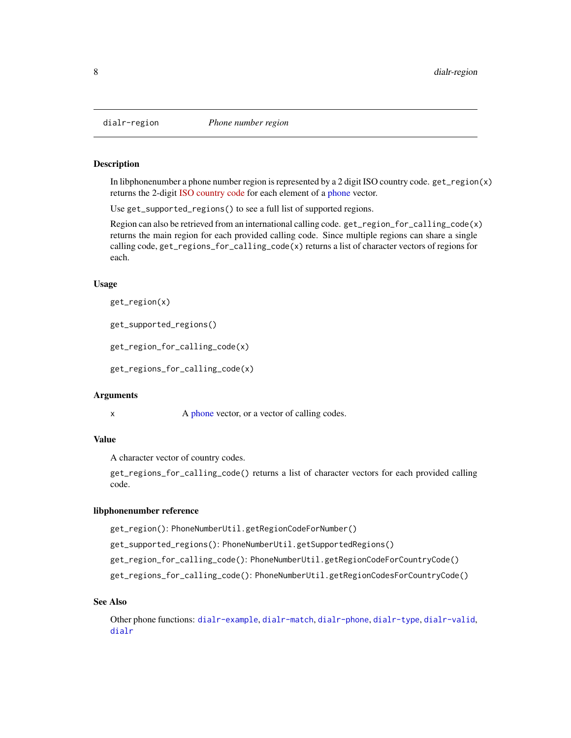## dialr-region *Phone number region*

### Description

In libphonenumber a phone number region is represented by a 2 digit ISO country code. `get_region(x)` returns the 2-digit ISO country code for each element of a phone vector.

Use `get_supported_regions()` to see a full list of supported regions.

Region can also be retrieved from an international calling code. `get_region_for_calling_code(x)` returns the main region for each provided calling code. Since multiple regions can share a single calling code, `get_regions_for_calling_code(x)` returns a list of character vectors of regions for each.

### Usage

```
get_region(x)

get_supported_regions()

get_region_for_calling_code(x)

get_regions_for_calling_code(x)
```

### Arguments

| | |
|---|---|
| x | A phone vector, or a vector of calling codes. |

### Value

A character vector of country codes.

`get_regions_for_calling_code()` returns a list of character vectors for each provided calling code.

### libphonenumber reference

`get_region()`: `PhoneNumberUtil.getRegionCodeForNumber()`

`get_supported_regions()`: `PhoneNumberUtil.getSupportedRegions()`

`get_region_for_calling_code()`: `PhoneNumberUtil.getRegionCodeForCountryCode()`

`get_regions_for_calling_code()`: `PhoneNumberUtil.getRegionCodesForCountryCode()`

### See Also

Other phone functions: `dialr-example`, `dialr-match`, `dialr-phone`, `dialr-type`, `dialr-valid`, `dialr`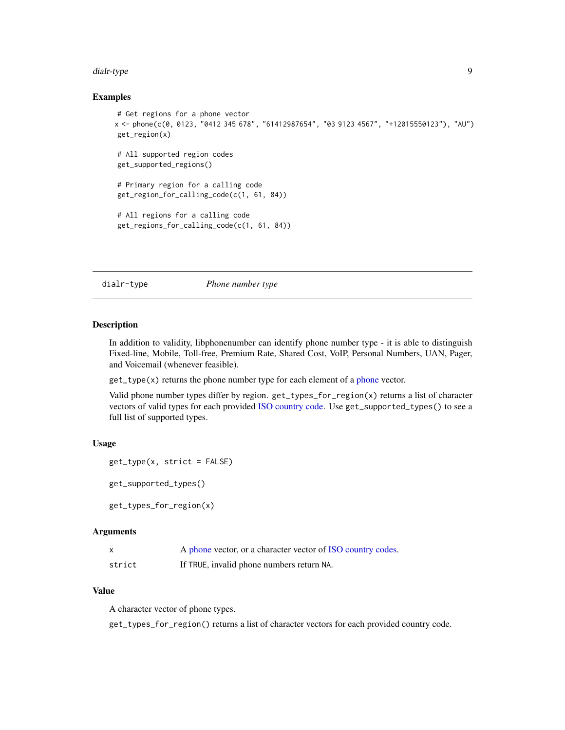## Examples

```
# Get regions for a phone vector
x <- phone(c(0, 0123, "0412 345 678", "61412987654", "03 9123 4567", "+12015550123"), "AU")
get_region(x)

# All supported region codes
get_supported_regions()

# Primary region for a calling code
get_region_for_calling_code(c(1, 61, 84))

# All regions for a calling code
get_regions_for_calling_code(c(1, 61, 84))
```

---

# dialr-type *Phone number type*

## Description

In addition to validity, libphonenumber can identify phone number type - it is able to distinguish Fixed-line, Mobile, Toll-free, Premium Rate, Shared Cost, VoIP, Personal Numbers, UAN, Pager, and Voicemail (whenever feasible).

`get_type(x)` returns the phone number type for each element of a phone vector.

Valid phone number types differ by region. `get_types_for_region(x)` returns a list of character vectors of valid types for each provided ISO country code. Use `get_supported_types()` to see a full list of supported types.

## Usage

```
get_type(x, strict = FALSE)

get_supported_types()

get_types_for_region(x)
```

## Arguments

| | |
|---|---|
| x | A phone vector, or a character vector of ISO country codes. |
| strict | If `TRUE`, invalid phone numbers return `NA`. |

## Value

A character vector of phone types.

`get_types_for_region()` returns a list of character vectors for each provided country code.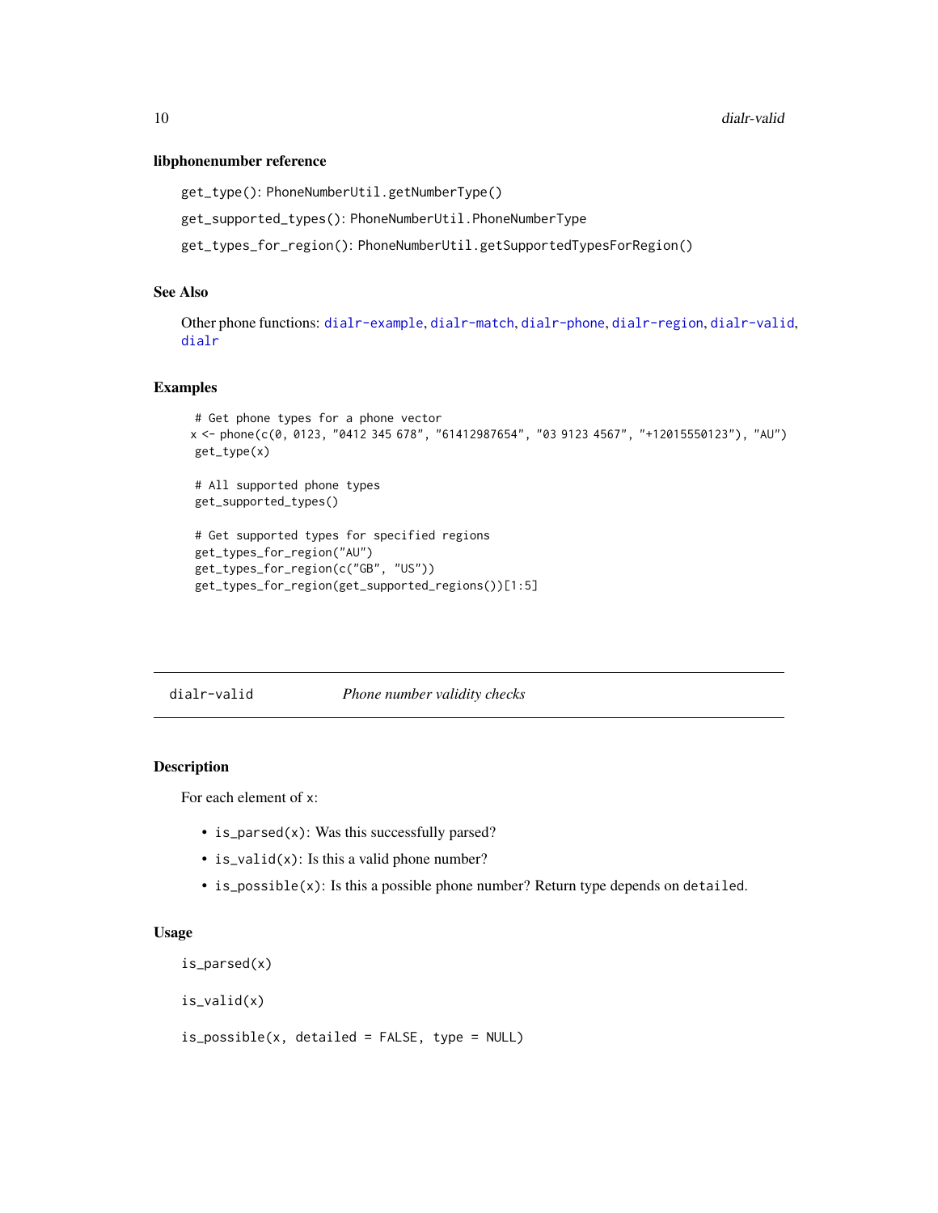### libphonenumber reference

`get_type()`: `PhoneNumberUtil.getNumberType()`

`get_supported_types()`: `PhoneNumberUtil.PhoneNumberType`

`get_types_for_region()`: `PhoneNumberUtil.getSupportedTypesForRegion()`

### See Also

Other phone functions: `dialr-example`, `dialr-match`, `dialr-phone`, `dialr-region`, `dialr-valid`, `dialr`

### Examples

```
# Get phone types for a phone vector
x <- phone(c(0, 0123, "0412 345 678", "61412987654", "03 9123 4567", "+12015550123"), "AU")
get_type(x)

# All supported phone types
get_supported_types()

# Get supported types for specified regions
get_types_for_region("AU")
get_types_for_region(c("GB", "US"))
get_types_for_region(get_supported_regions())[1:5]
```

---

## dialr-valid — *Phone number validity checks*

---

### Description

For each element of `x`:

- `is_parsed(x)`: Was this successfully parsed?
- `is_valid(x)`: Is this a valid phone number?
- `is_possible(x)`: Is this a possible phone number? Return type depends on `detailed`.

### Usage

```
is_parsed(x)

is_valid(x)

is_possible(x, detailed = FALSE, type = NULL)
```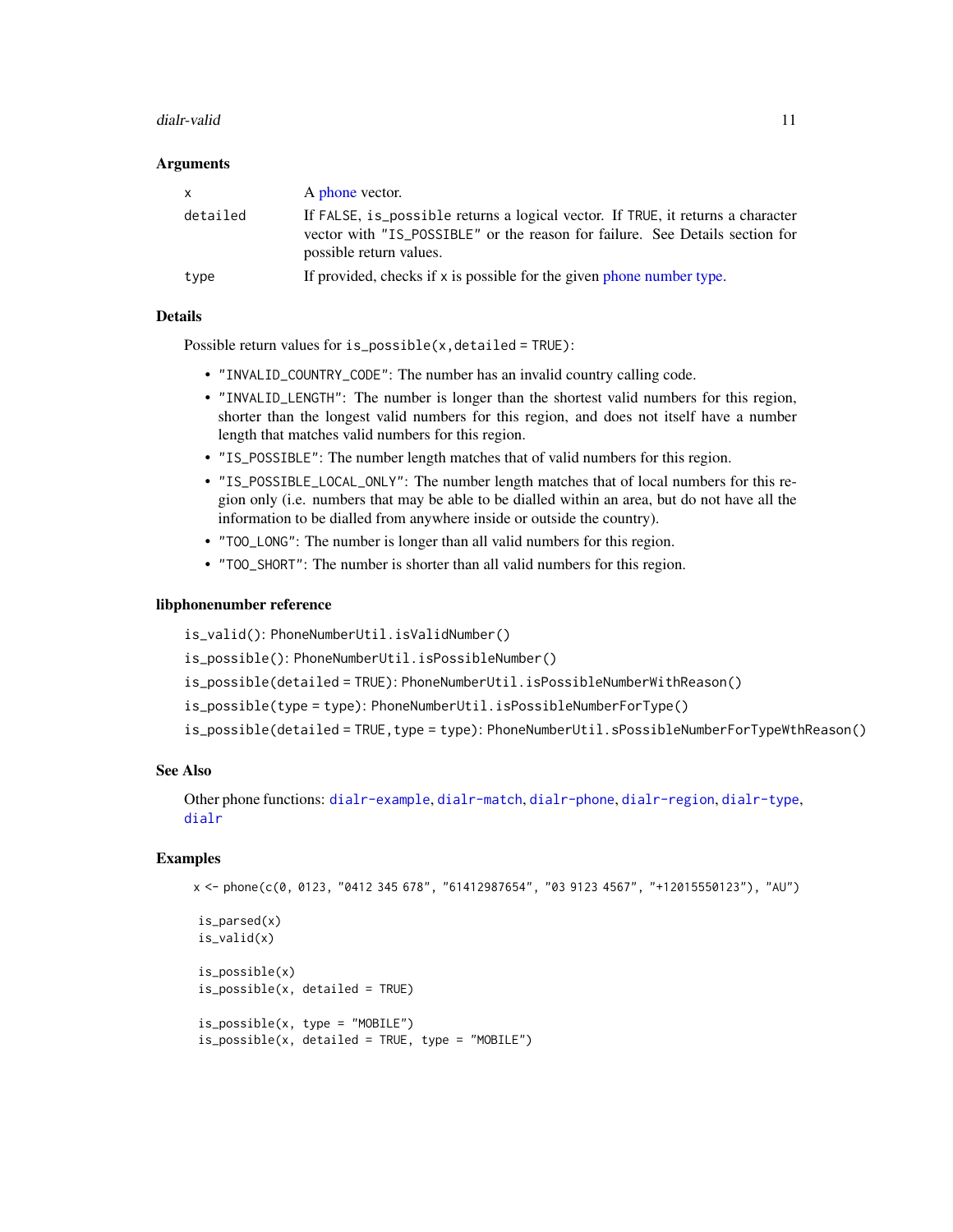### Arguments

| | |
|---|---|
| x | A phone vector. |
| detailed | If FALSE, is_possible returns a logical vector. If TRUE, it returns a character vector with "IS_POSSIBLE" or the reason for failure. See Details section for possible return values. |
| type | If provided, checks if x is possible for the given phone number type. |

### Details

Possible return values for `is_possible(x, detailed = TRUE)`:

- "INVALID_COUNTRY_CODE": The number has an invalid country calling code.
- "INVALID_LENGTH": The number is longer than the shortest valid numbers for this region, shorter than the longest valid numbers for this region, and does not itself have a number length that matches valid numbers for this region.
- "IS_POSSIBLE": The number length matches that of valid numbers for this region.
- "IS_POSSIBLE_LOCAL_ONLY": The number length matches that of local numbers for this region only (i.e. numbers that may be able to be dialled within an area, but do not have all the information to be dialled from anywhere inside or outside the country).
- "TOO_LONG": The number is longer than all valid numbers for this region.
- "TOO_SHORT": The number is shorter than all valid numbers for this region.

### libphonenumber reference

`is_valid()`: `PhoneNumberUtil.isValidNumber()`

`is_possible()`: `PhoneNumberUtil.isPossibleNumber()`

`is_possible(detailed = TRUE)`: `PhoneNumberUtil.isPossibleNumberWithReason()`

`is_possible(type = type)`: `PhoneNumberUtil.isPossibleNumberForType()`

`is_possible(detailed = TRUE, type = type)`: `PhoneNumberUtil.sPossibleNumberForTypeWthReason()`

### See Also

Other phone functions: dialr-example, dialr-match, dialr-phone, dialr-region, dialr-type, dialr

### Examples

```
x <- phone(c(0, 0123, "0412 345 678", "61412987654", "03 9123 4567", "+12015550123"), "AU")

is_parsed(x)
is_valid(x)

is_possible(x)
is_possible(x, detailed = TRUE)

is_possible(x, type = "MOBILE")
is_possible(x, detailed = TRUE, type = "MOBILE")
```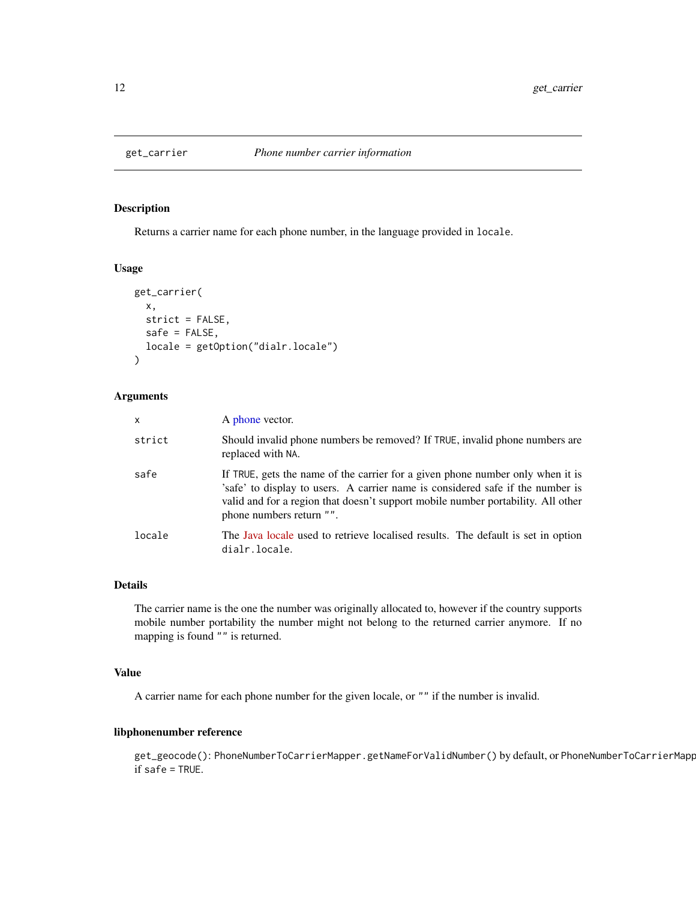## get_carrier *Phone number carrier information*

### Description

Returns a carrier name for each phone number, in the language provided in `locale`.

### Usage

```
get_carrier(
  x,
  strict = FALSE,
  safe = FALSE,
  locale = getOption("dialr.locale")
)
```

### Arguments

| | |
|---|---|
| `x` | A phone vector. |
| `strict` | Should invalid phone numbers be removed? If `TRUE`, invalid phone numbers are replaced with `NA`. |
| `safe` | If `TRUE`, gets the name of the carrier for a given phone number only when it is 'safe' to display to users. A carrier name is considered safe if the number is valid and for a region that doesn't support mobile number portability. All other phone numbers return `""`. |
| `locale` | The Java locale used to retrieve localised results. The default is set in option `dialr.locale`. |

### Details

The carrier name is the one the number was originally allocated to, however if the country supports mobile number portability the number might not belong to the returned carrier anymore. If no mapping is found `""` is returned.

### Value

A carrier name for each phone number for the given locale, or `""` if the number is invalid.

### libphonenumber reference

`get_geocode()`: `PhoneNumberToCarrierMapper.getNameForValidNumber()` by default, or `PhoneNumberToCarrierMapp` if `safe = TRUE`.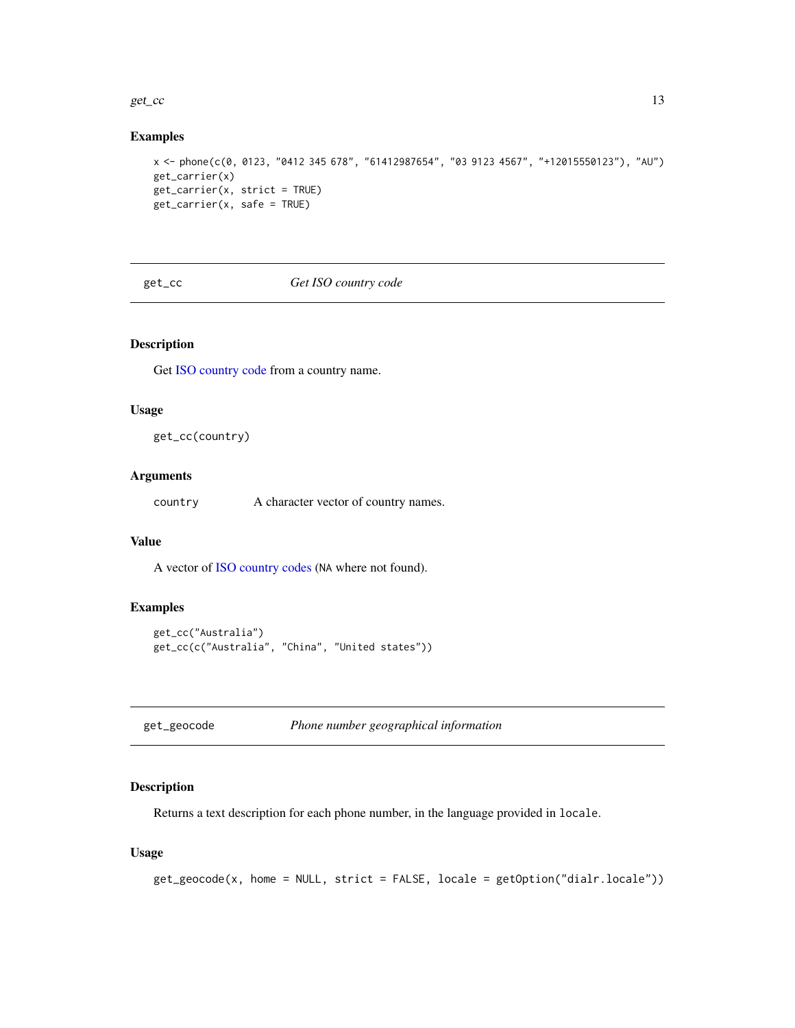### Examples

```
x <- phone(c(0, 0123, "0412 345 678", "61412987654", "03 9123 4567", "+12015550123"), "AU")
get_carrier(x)
get_carrier(x, strict = TRUE)
get_carrier(x, safe = TRUE)
```

## get_cc — *Get ISO country code*

### Description

Get ISO country code from a country name.

### Usage

```
get_cc(country)
```

### Arguments

| | |
|---|---|
| country | A character vector of country names. |

### Value

A vector of ISO country codes (NA where not found).

### Examples

```
get_cc("Australia")
get_cc(c("Australia", "China", "United states"))
```

## get_geocode — *Phone number geographical information*

### Description

Returns a text description for each phone number, in the language provided in `locale`.

### Usage

```
get_geocode(x, home = NULL, strict = FALSE, locale = getOption("dialr.locale"))
```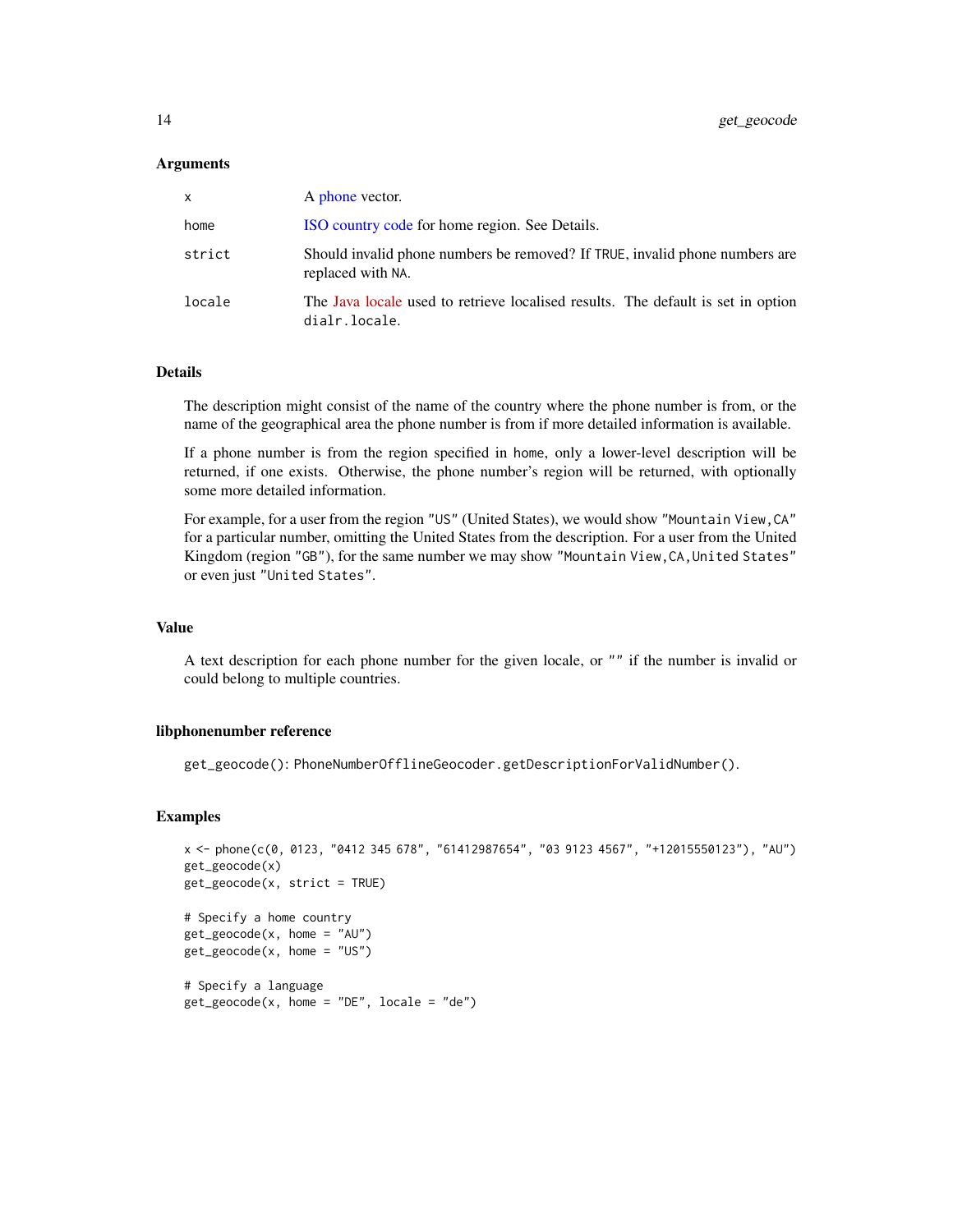### Arguments

| | |
|---|---|
| x | A phone vector. |
| home | ISO country code for home region. See Details. |
| strict | Should invalid phone numbers be removed? If TRUE, invalid phone numbers are replaced with NA. |
| locale | The Java locale used to retrieve localised results. The default is set in option dialr.locale. |

### Details

The description might consist of the name of the country where the phone number is from, or the name of the geographical area the phone number is from if more detailed information is available.

If a phone number is from the region specified in home, only a lower-level description will be returned, if one exists. Otherwise, the phone number's region will be returned, with optionally some more detailed information.

For example, for a user from the region "US" (United States), we would show "Mountain View,CA" for a particular number, omitting the United States from the description. For a user from the United Kingdom (region "GB"), for the same number we may show "Mountain View,CA,United States" or even just "United States".

### Value

A text description for each phone number for the given locale, or "" if the number is invalid or could belong to multiple countries.

### libphonenumber reference

get_geocode(): PhoneNumberOfflineGeocoder.getDescriptionForValidNumber().

### Examples

```
x <- phone(c(0, 0123, "0412 345 678", "61412987654", "03 9123 4567", "+12015550123"), "AU")
get_geocode(x)
get_geocode(x, strict = TRUE)

# Specify a home country
get_geocode(x, home = "AU")
get_geocode(x, home = "US")

# Specify a language
get_geocode(x, home = "DE", locale = "de")
```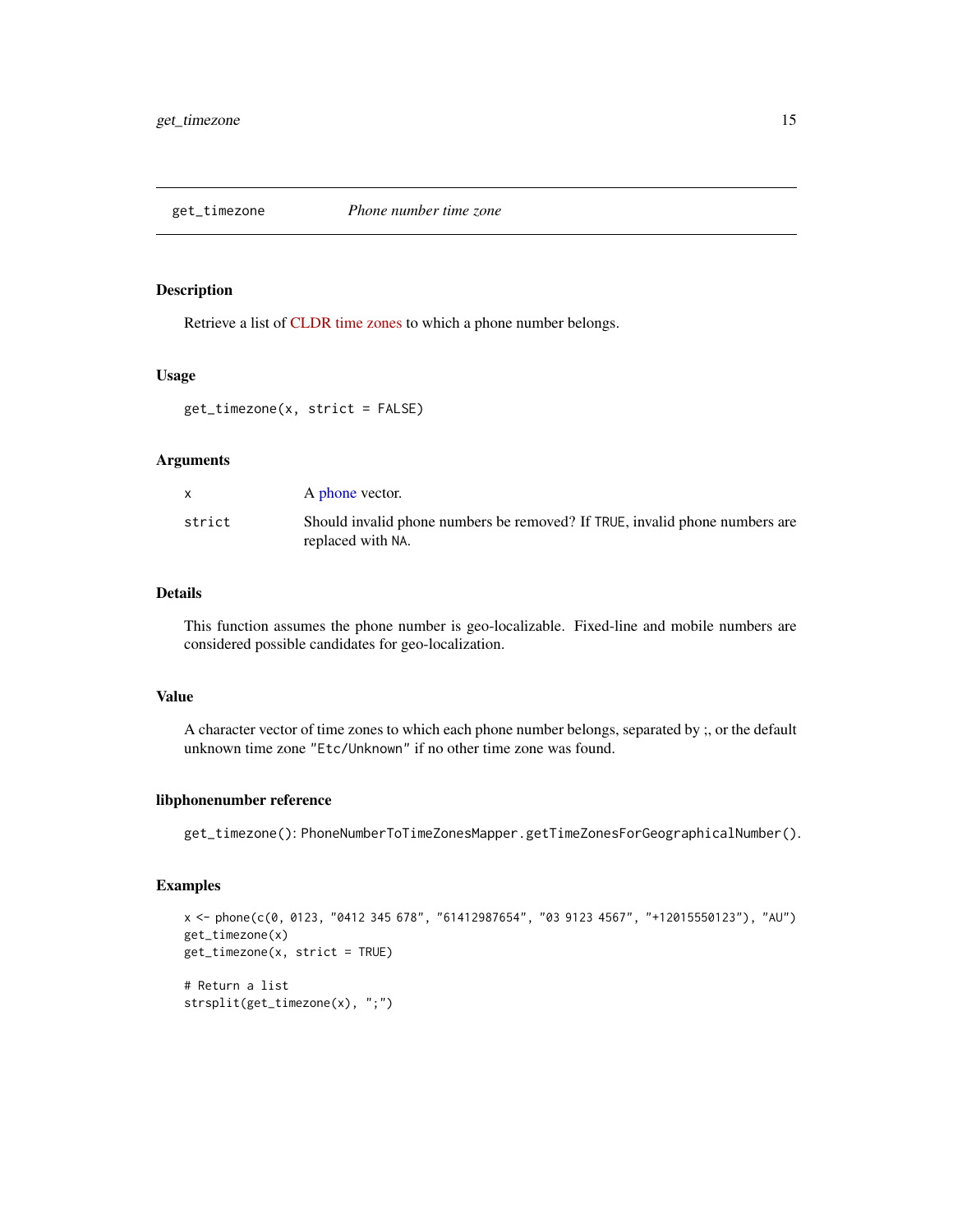# get_timezone — *Phone number time zone*

## Description

Retrieve a list of CLDR time zones to which a phone number belongs.

## Usage

```
get_timezone(x, strict = FALSE)
```

## Arguments

| | |
|---|---|
| `x` | A phone vector. |
| `strict` | Should invalid phone numbers be removed? If `TRUE`, invalid phone numbers are replaced with `NA`. |

## Details

This function assumes the phone number is geo-localizable. Fixed-line and mobile numbers are considered possible candidates for geo-localization.

## Value

A character vector of time zones to which each phone number belongs, separated by ;, or the default unknown time zone `"Etc/Unknown"` if no other time zone was found.

## libphonenumber reference

`get_timezone()`: `PhoneNumberToTimeZonesMapper.getTimeZonesForGeographicalNumber()`.

## Examples

```
x <- phone(c(0, 0123, "0412 345 678", "61412987654", "03 9123 4567", "+12015550123"), "AU")
get_timezone(x)
get_timezone(x, strict = TRUE)

# Return a list
strsplit(get_timezone(x), ";")
```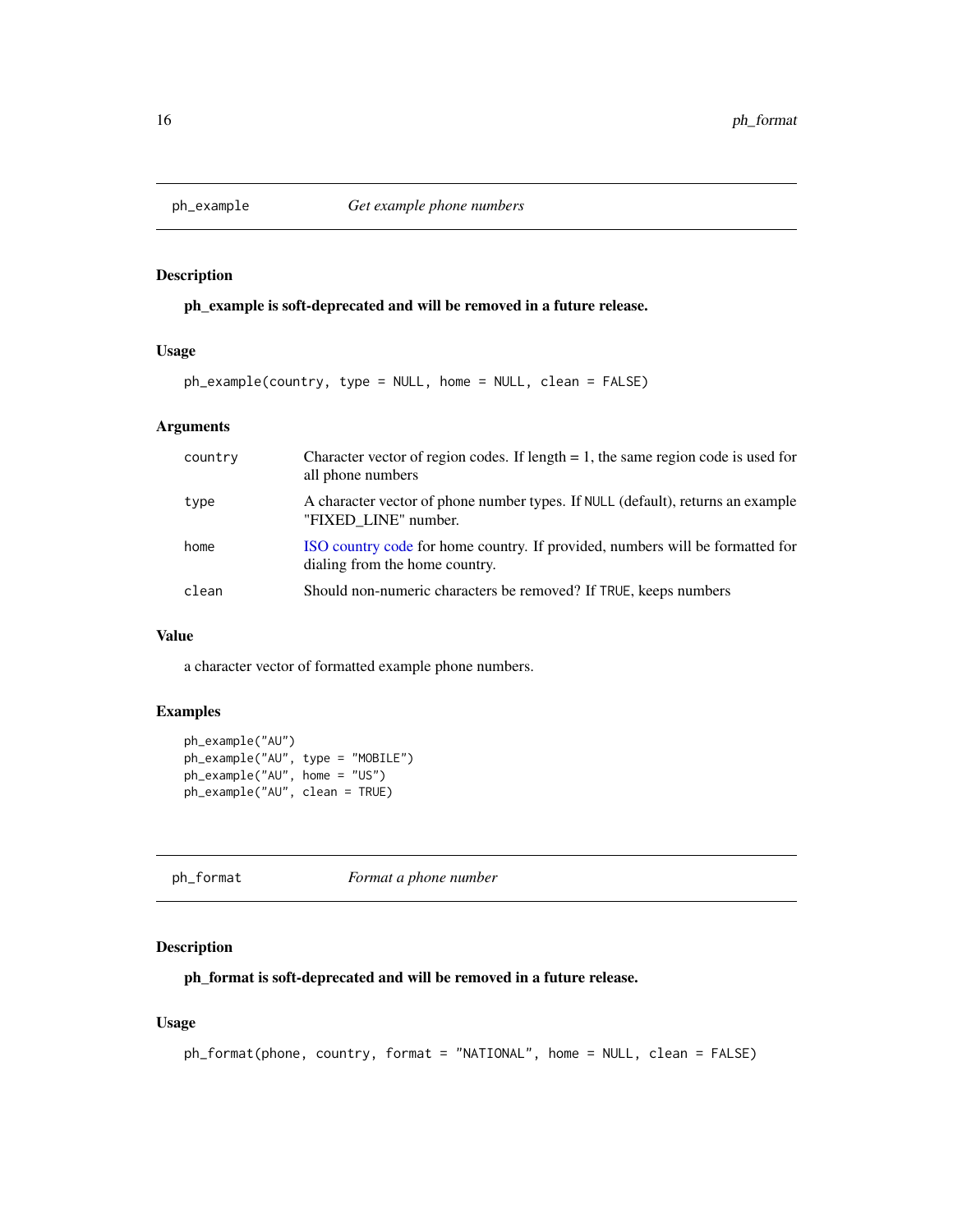## ph_example — *Get example phone numbers*

### Description

**ph_example is soft-deprecated and will be removed in a future release.**

### Usage

```
ph_example(country, type = NULL, home = NULL, clean = FALSE)
```

### Arguments

| | |
|---|---|
| country | Character vector of region codes. If length = 1, the same region code is used for all phone numbers |
| type | A character vector of phone number types. If NULL (default), returns an example "FIXED_LINE" number. |
| home | ISO country code for home country. If provided, numbers will be formatted for dialing from the home country. |
| clean | Should non-numeric characters be removed? If TRUE, keeps numbers |

### Value

a character vector of formatted example phone numbers.

### Examples

```
ph_example("AU")
ph_example("AU", type = "MOBILE")
ph_example("AU", home = "US")
ph_example("AU", clean = TRUE)
```

## ph_format — *Format a phone number*

### Description

**ph_format is soft-deprecated and will be removed in a future release.**

### Usage

```
ph_format(phone, country, format = "NATIONAL", home = NULL, clean = FALSE)
```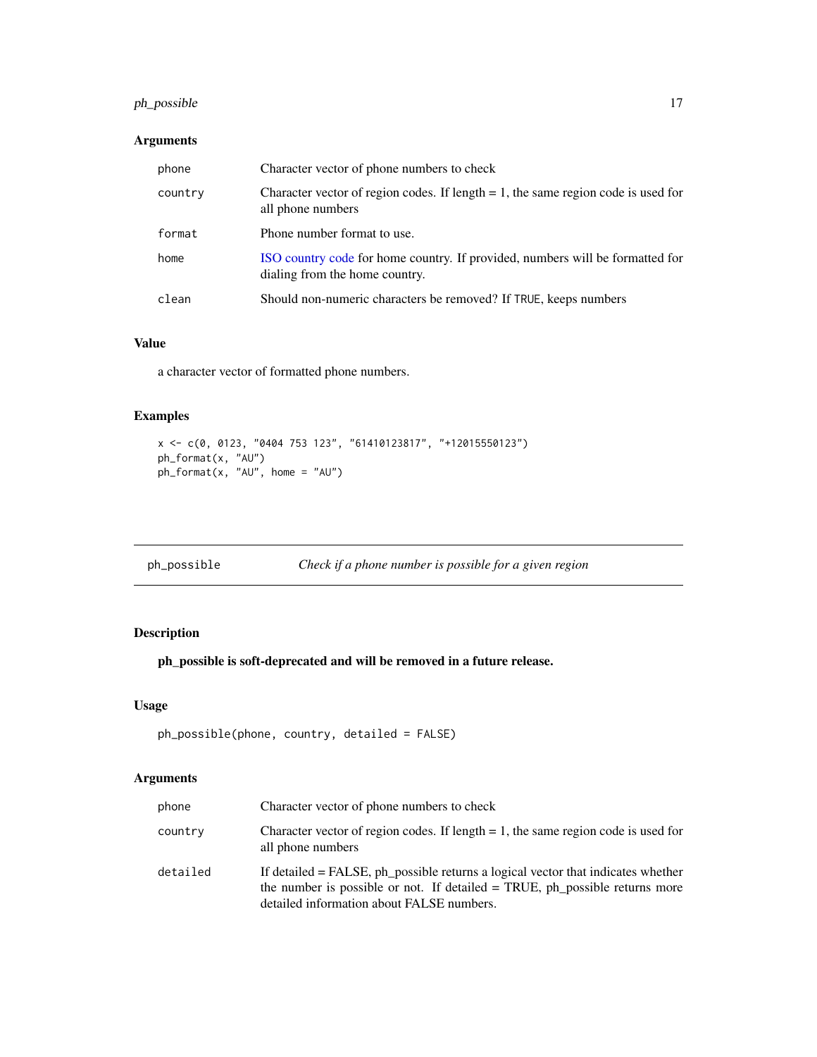### Arguments

| | |
|---|---|
| phone | Character vector of phone numbers to check |
| country | Character vector of region codes. If length = 1, the same region code is used for all phone numbers |
| format | Phone number format to use. |
| home | ISO country code for home country. If provided, numbers will be formatted for dialing from the home country. |
| clean | Should non-numeric characters be removed? If TRUE, keeps numbers |

### Value

a character vector of formatted phone numbers.

### Examples

```
x <- c(0, 0123, "0404 753 123", "61410123817", "+12015550123")
ph_format(x, "AU")
ph_format(x, "AU", home = "AU")
```

---

## ph_possible *Check if a phone number is possible for a given region*

---

### Description

**ph_possible is soft-deprecated and will be removed in a future release.**

### Usage

```
ph_possible(phone, country, detailed = FALSE)
```

### Arguments

| | |
|---|---|
| phone | Character vector of phone numbers to check |
| country | Character vector of region codes. If length = 1, the same region code is used for all phone numbers |
| detailed | If detailed = FALSE, ph_possible returns a logical vector that indicates whether the number is possible or not. If detailed = TRUE, ph_possible returns more detailed information about FALSE numbers. |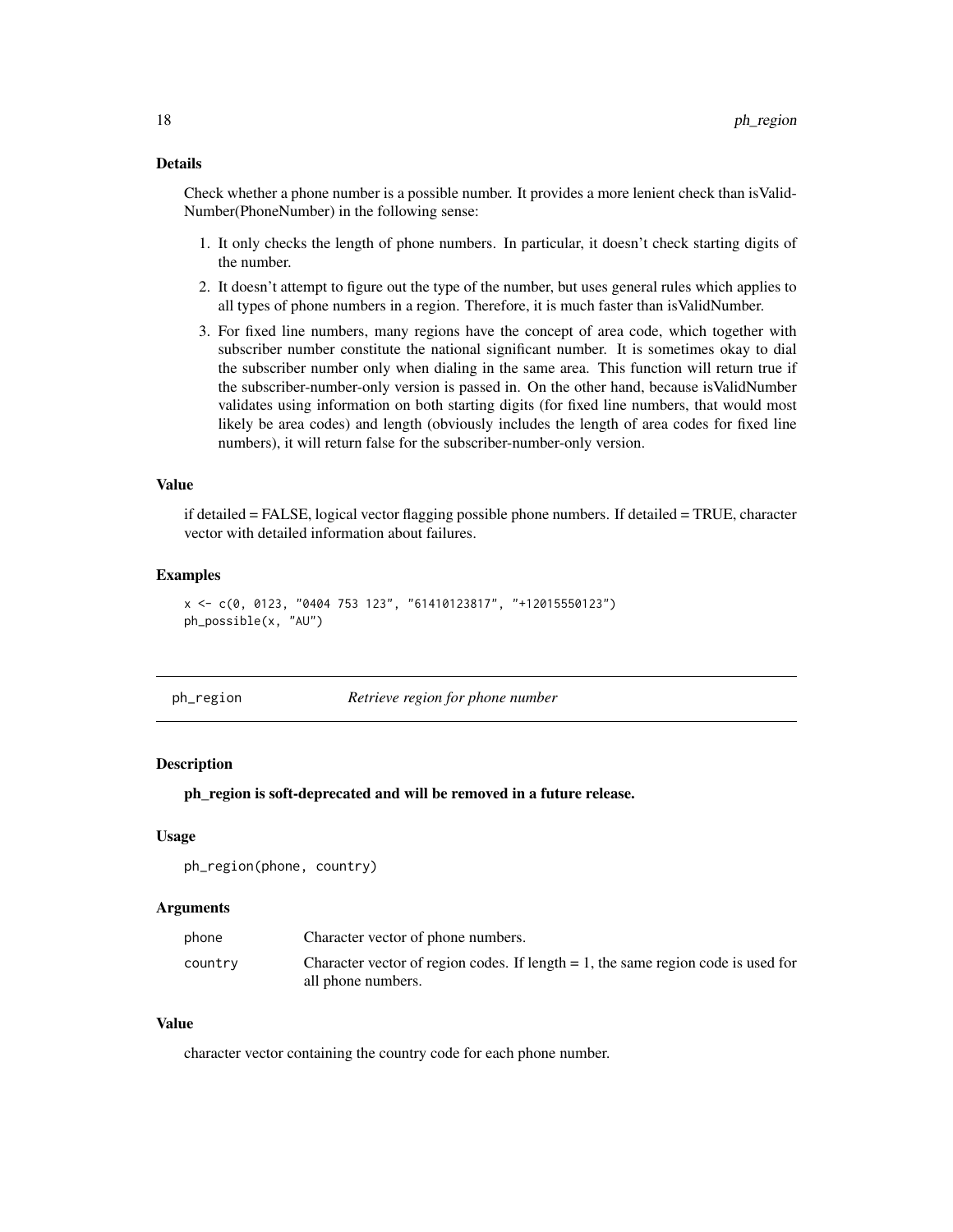### Details

Check whether a phone number is a possible number. It provides a more lenient check than isValidNumber(PhoneNumber) in the following sense:

1. It only checks the length of phone numbers. In particular, it doesn't check starting digits of the number.
2. It doesn't attempt to figure out the type of the number, but uses general rules which applies to all types of phone numbers in a region. Therefore, it is much faster than isValidNumber.
3. For fixed line numbers, many regions have the concept of area code, which together with subscriber number constitute the national significant number. It is sometimes okay to dial the subscriber number only when dialing in the same area. This function will return true if the subscriber-number-only version is passed in. On the other hand, because isValidNumber validates using information on both starting digits (for fixed line numbers, that would most likely be area codes) and length (obviously includes the length of area codes for fixed line numbers), it will return false for the subscriber-number-only version.

### Value

if detailed = FALSE, logical vector flagging possible phone numbers. If detailed = TRUE, character vector with detailed information about failures.

### Examples

```
x <- c(0, 0123, "0404 753 123", "61410123817", "+12015550123")
ph_possible(x, "AU")
```

---

## ph_region — *Retrieve region for phone number*

### Description

**ph_region is soft-deprecated and will be removed in a future release.**

### Usage

```
ph_region(phone, country)
```

### Arguments

| | |
|---|---|
| phone | Character vector of phone numbers. |
| country | Character vector of region codes. If length = 1, the same region code is used for all phone numbers. |

### Value

character vector containing the country code for each phone number.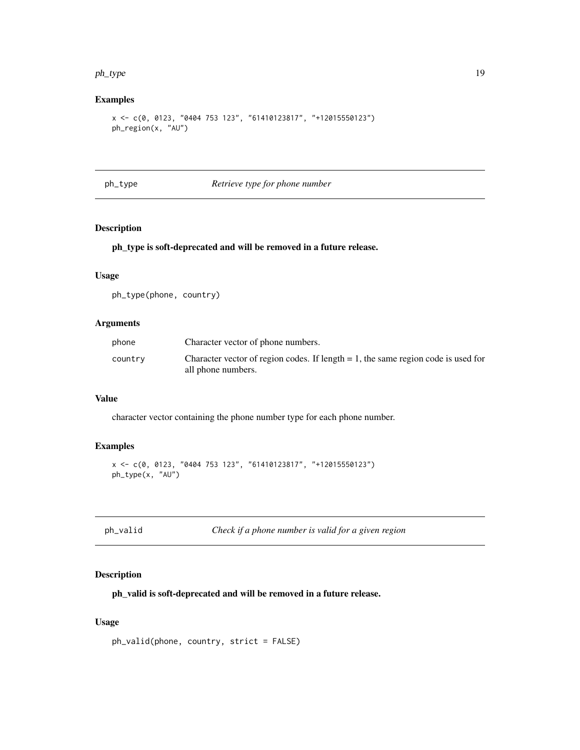### Examples

```
x <- c(0, 0123, "0404 753 123", "61410123817", "+12015550123")
ph_region(x, "AU")
```

---

## ph_type — *Retrieve type for phone number*

### Description

**ph_type is soft-deprecated and will be removed in a future release.**

### Usage

```
ph_type(phone, country)
```

### Arguments

| | |
|---|---|
| phone | Character vector of phone numbers. |
| country | Character vector of region codes. If length = 1, the same region code is used for all phone numbers. |

### Value

character vector containing the phone number type for each phone number.

### Examples

```
x <- c(0, 0123, "0404 753 123", "61410123817", "+12015550123")
ph_type(x, "AU")
```

---

## ph_valid — *Check if a phone number is valid for a given region*

### Description

**ph_valid is soft-deprecated and will be removed in a future release.**

### Usage

```
ph_valid(phone, country, strict = FALSE)
```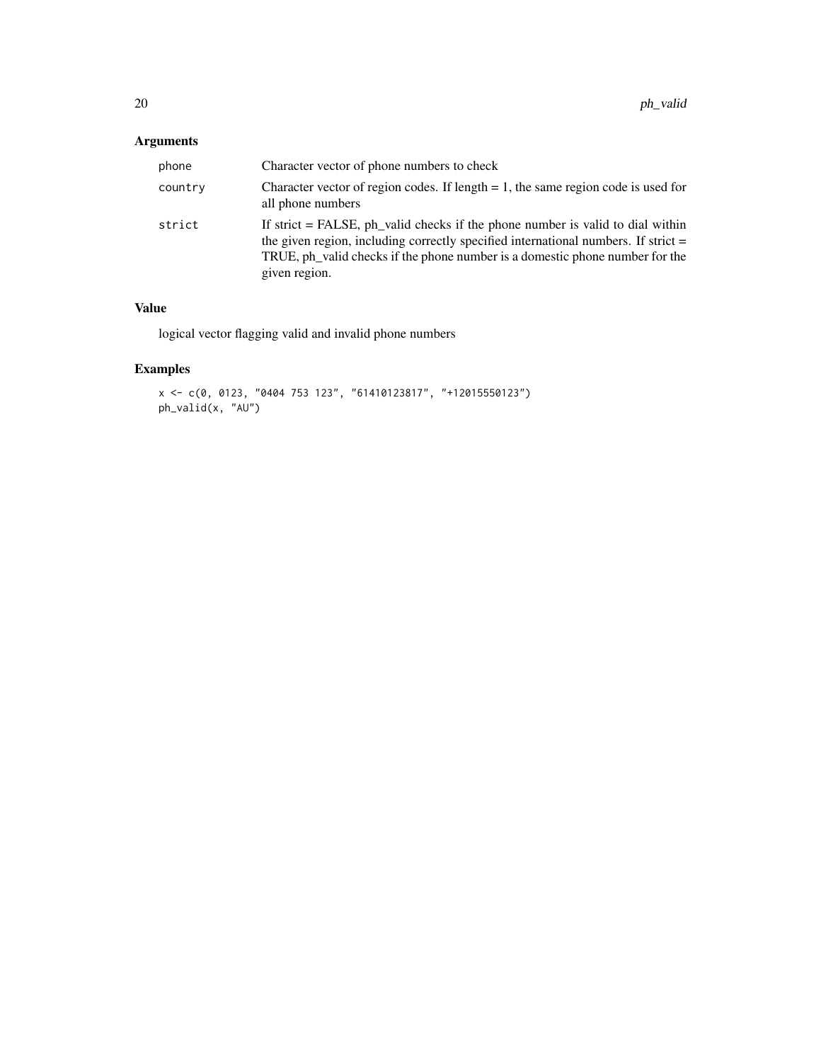## Arguments

| | |
|---|---|
| `phone` | Character vector of phone numbers to check |
| `country` | Character vector of region codes. If length = 1, the same region code is used for all phone numbers |
| `strict` | If strict = FALSE, ph_valid checks if the phone number is valid to dial within the given region, including correctly specified international numbers. If strict = TRUE, ph_valid checks if the phone number is a domestic phone number for the given region. |

## Value

logical vector flagging valid and invalid phone numbers

## Examples

```
x <- c(0, 0123, "0404 753 123", "61410123817", "+12015550123")
ph_valid(x, "AU")
```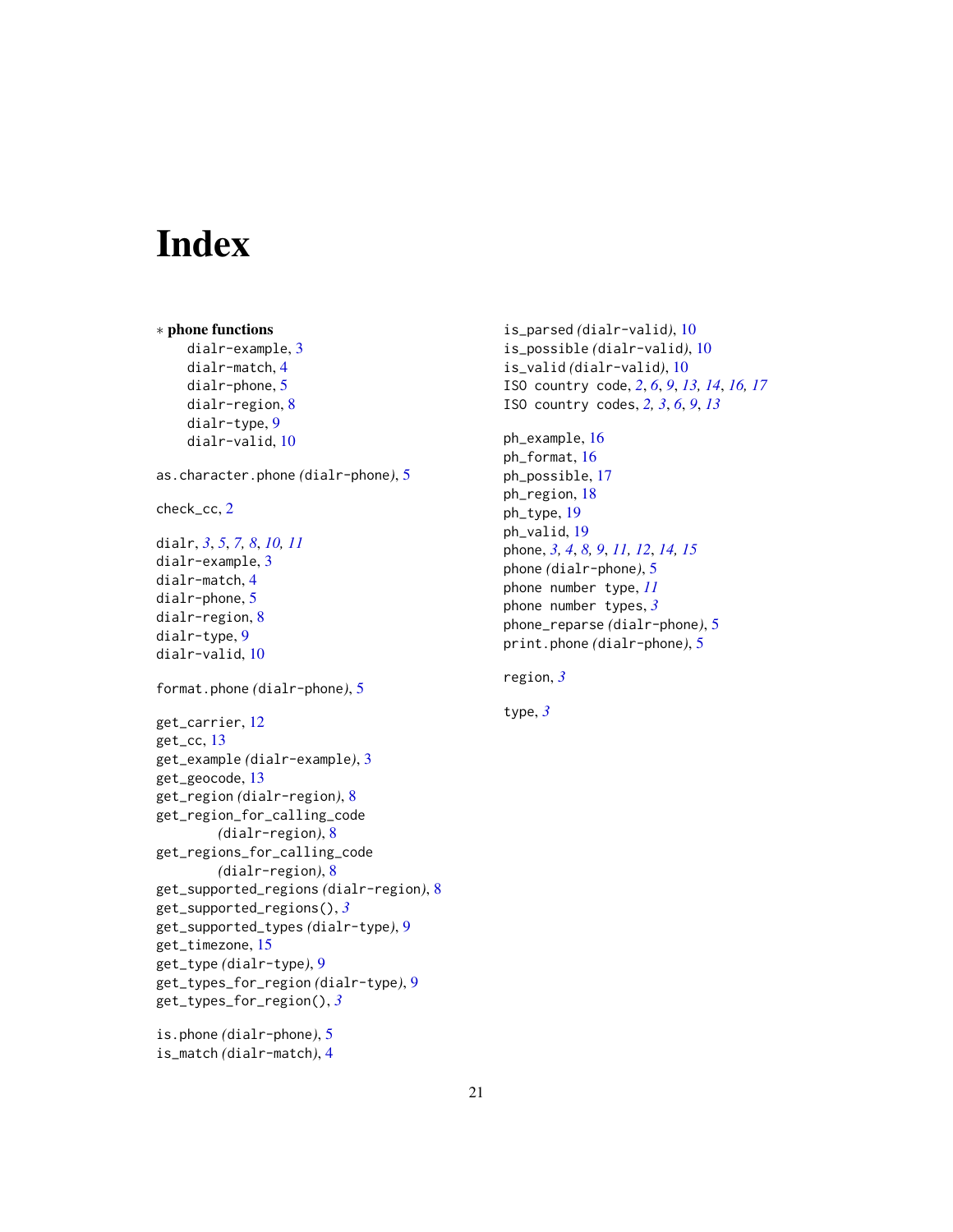# Index

∗ **phone functions**
 dialr-example, 3
 dialr-match, 4
 dialr-phone, 5
 dialr-region, 8
 dialr-type, 9
 dialr-valid, 10

as.character.phone *(dialr-phone)*, 5

check_cc, 2

dialr, *3*, *5*, *7, 8*, *10, 11*
dialr-example, 3
dialr-match, 4
dialr-phone, 5
dialr-region, 8
dialr-type, 9
dialr-valid, 10

format.phone *(dialr-phone)*, 5

get_carrier, 12
get_cc, 13
get_example *(dialr-example)*, 3
get_geocode, 13
get_region *(dialr-region)*, 8
get_region_for_calling_code
  *(dialr-region)*, 8
get_regions_for_calling_code
  *(dialr-region)*, 8
get_supported_regions *(dialr-region)*, 8
get_supported_regions(), *3*
get_supported_types *(dialr-type)*, 9
get_timezone, 15
get_type *(dialr-type)*, 9
get_types_for_region *(dialr-type)*, 9
get_types_for_region(), *3*

is.phone *(dialr-phone)*, 5
is_match *(dialr-match)*, 4
is_parsed *(dialr-valid)*, 10
is_possible *(dialr-valid)*, 10
is_valid *(dialr-valid)*, 10
ISO country code, *2*, *6*, *9*, *13, 14*, *16, 17*
ISO country codes, *2, 3*, *6*, *9*, *13*

ph_example, 16
ph_format, 16
ph_possible, 17
ph_region, 18
ph_type, 19
ph_valid, 19
phone, *3, 4*, *8, 9*, *11, 12*, *14, 15*
phone *(dialr-phone)*, 5
phone number type, *11*
phone number types, *3*
phone_reparse *(dialr-phone)*, 5
print.phone *(dialr-phone)*, 5

region, *3*

type, *3*